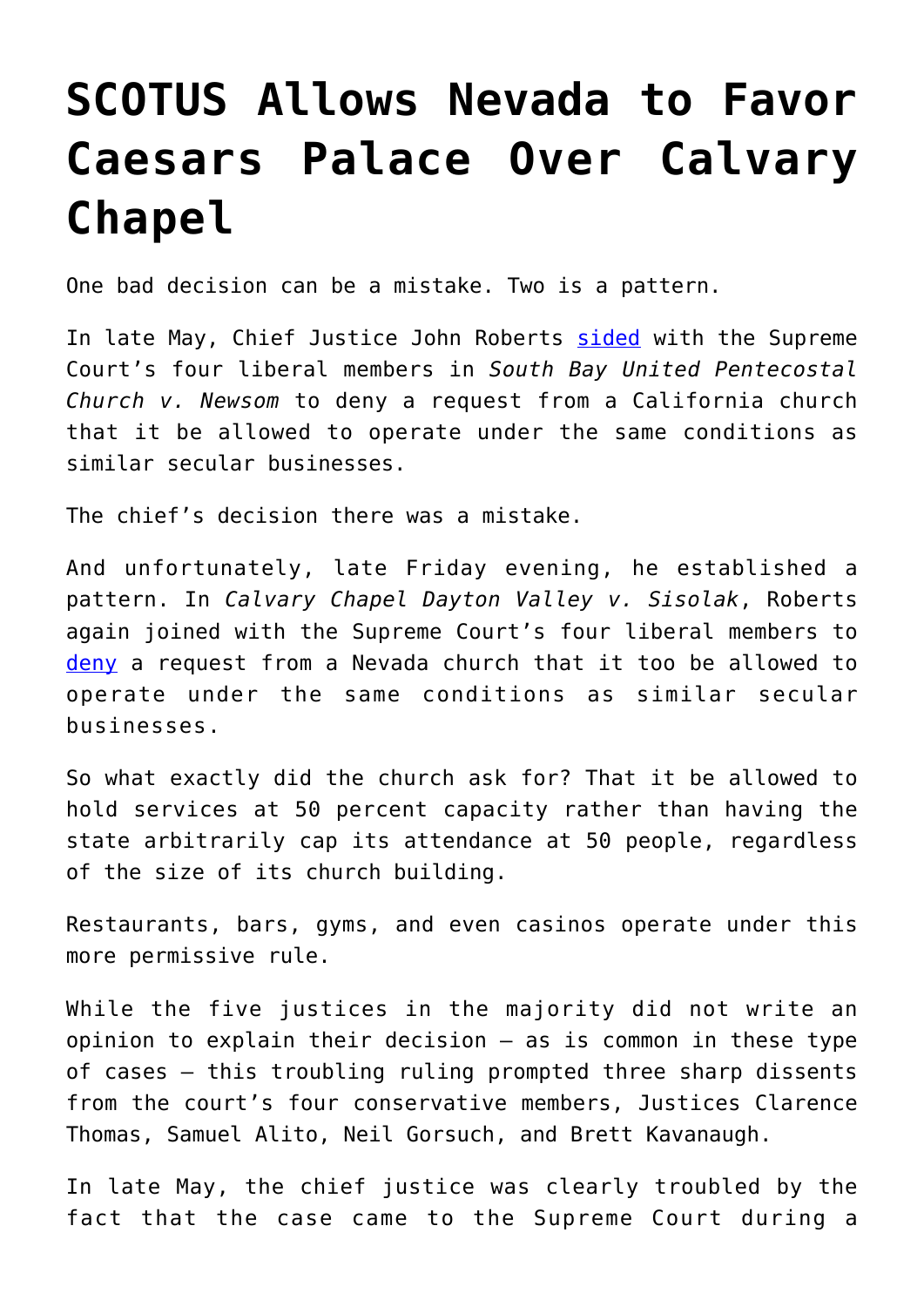# SCOTUS Allows Nevada to Favor Caesars Palace Over Calvary Chapel

One bad decision can be a mistake. Two is a pattern.

In late May, Chief Justice John Roberts sided with the Supreme Court's four liberal members in *South Bay United Pentecostal Church v. Newsom* to deny a request from a California church that it be allowed to operate under the same conditions as similar secular businesses.

The chief's decision there was a mistake.

And unfortunately, late Friday evening, he established a pattern. In *Calvary Chapel Dayton Valley v. Sisolak*, Roberts again joined with the Supreme Court's four liberal members to deny a request from a Nevada church that it too be allowed to operate under the same conditions as similar secular businesses.

So what exactly did the church ask for? That it be allowed to hold services at 50 percent capacity rather than having the state arbitrarily cap its attendance at 50 people, regardless of the size of its church building.

Restaurants, bars, gyms, and even casinos operate under this more permissive rule.

While the five justices in the majority did not write an opinion to explain their decision — as is common in these type of cases — this troubling ruling prompted three sharp dissents from the court's four conservative members, Justices Clarence Thomas, Samuel Alito, Neil Gorsuch, and Brett Kavanaugh.

In late May, the chief justice was clearly troubled by the fact that the case came to the Supreme Court during a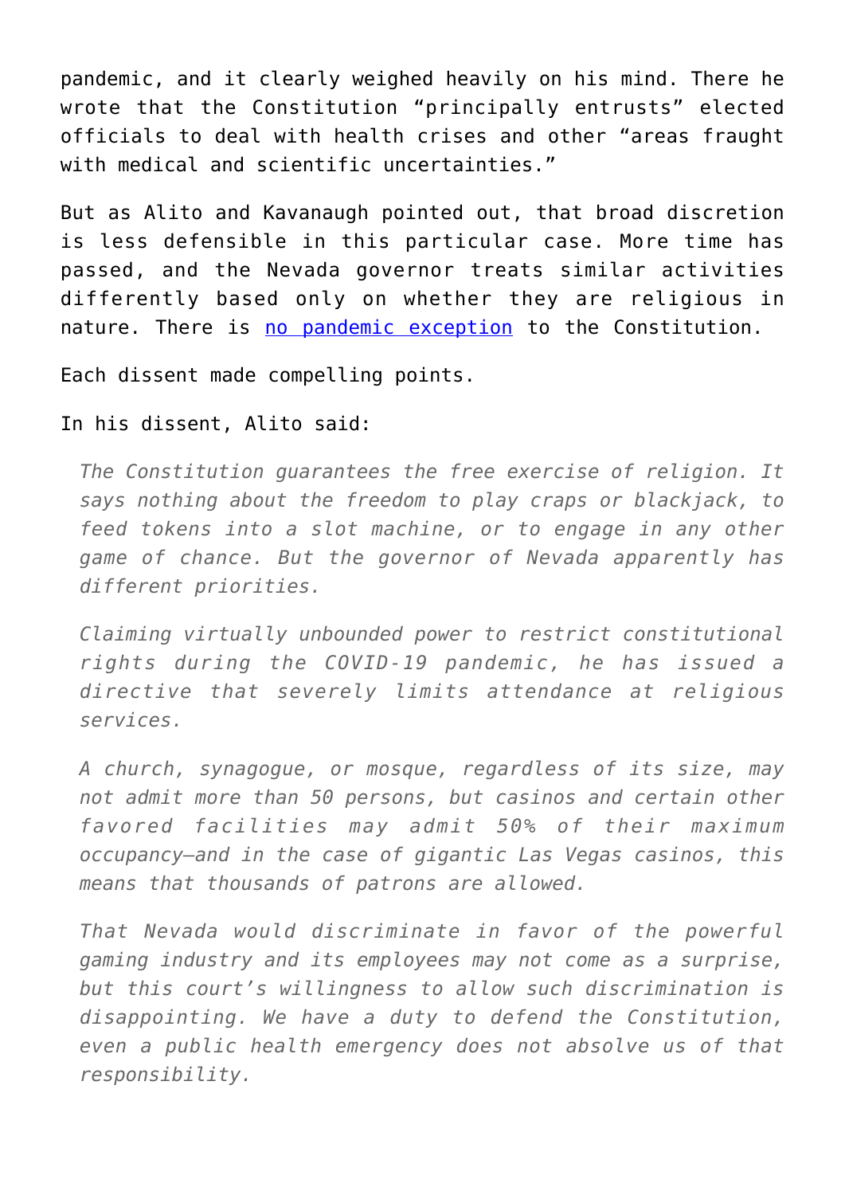pandemic, and it clearly weighed heavily on his mind. There he wrote that the Constitution "principally entrusts" elected officials to deal with health crises and other "areas fraught with medical and scientific uncertainties."

But as Alito and Kavanaugh pointed out, that broad discretion is less defensible in this particular case. More time has passed, and the Nevada governor treats similar activities differently based only on whether they are religious in nature. There is [no pandemic exception]() to the Constitution.

Each dissent made compelling points.

In his dissent, Alito said:

> *The Constitution guarantees the free exercise of religion. It says nothing about the freedom to play craps or blackjack, to feed tokens into a slot machine, or to engage in any other game of chance. But the governor of Nevada apparently has different priorities.*
>
> *Claiming virtually unbounded power to restrict constitutional rights during the COVID-19 pandemic, he has issued a directive that severely limits attendance at religious services.*
>
> *A church, synagogue, or mosque, regardless of its size, may not admit more than 50 persons, but casinos and certain other favored facilities may admit 50% of their maximum occupancy—and in the case of gigantic Las Vegas casinos, this means that thousands of patrons are allowed.*
>
> *That Nevada would discriminate in favor of the powerful gaming industry and its employees may not come as a surprise, but this court's willingness to allow such discrimination is disappointing. We have a duty to defend the Constitution, even a public health emergency does not absolve us of that responsibility.*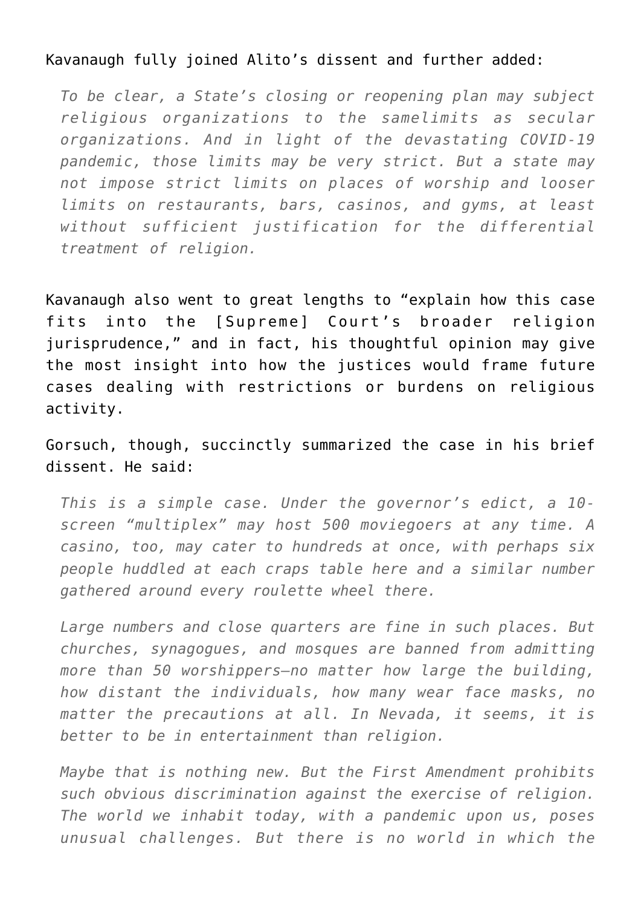Kavanaugh fully joined Alito's dissent and further added:

> *To be clear, a State's closing or reopening plan may subject religious organizations to the samelimits as secular organizations. And in light of the devastating COVID-19 pandemic, those limits may be very strict. But a state may not impose strict limits on places of worship and looser limits on restaurants, bars, casinos, and gyms, at least without sufficient justification for the differential treatment of religion.*

Kavanaugh also went to great lengths to "explain how this case fits into the [Supreme] Court's broader religion jurisprudence," and in fact, his thoughtful opinion may give the most insight into how the justices would frame future cases dealing with restrictions or burdens on religious activity.

Gorsuch, though, succinctly summarized the case in his brief dissent. He said:

> *This is a simple case. Under the governor's edict, a 10-screen "multiplex" may host 500 moviegoers at any time. A casino, too, may cater to hundreds at once, with perhaps six people huddled at each craps table here and a similar number gathered around every roulette wheel there.*
>
> *Large numbers and close quarters are fine in such places. But churches, synagogues, and mosques are banned from admitting more than 50 worshippers—no matter how large the building, how distant the individuals, how many wear face masks, no matter the precautions at all. In Nevada, it seems, it is better to be in entertainment than religion.*
>
> *Maybe that is nothing new. But the First Amendment prohibits such obvious discrimination against the exercise of religion. The world we inhabit today, with a pandemic upon us, poses unusual challenges. But there is no world in which the*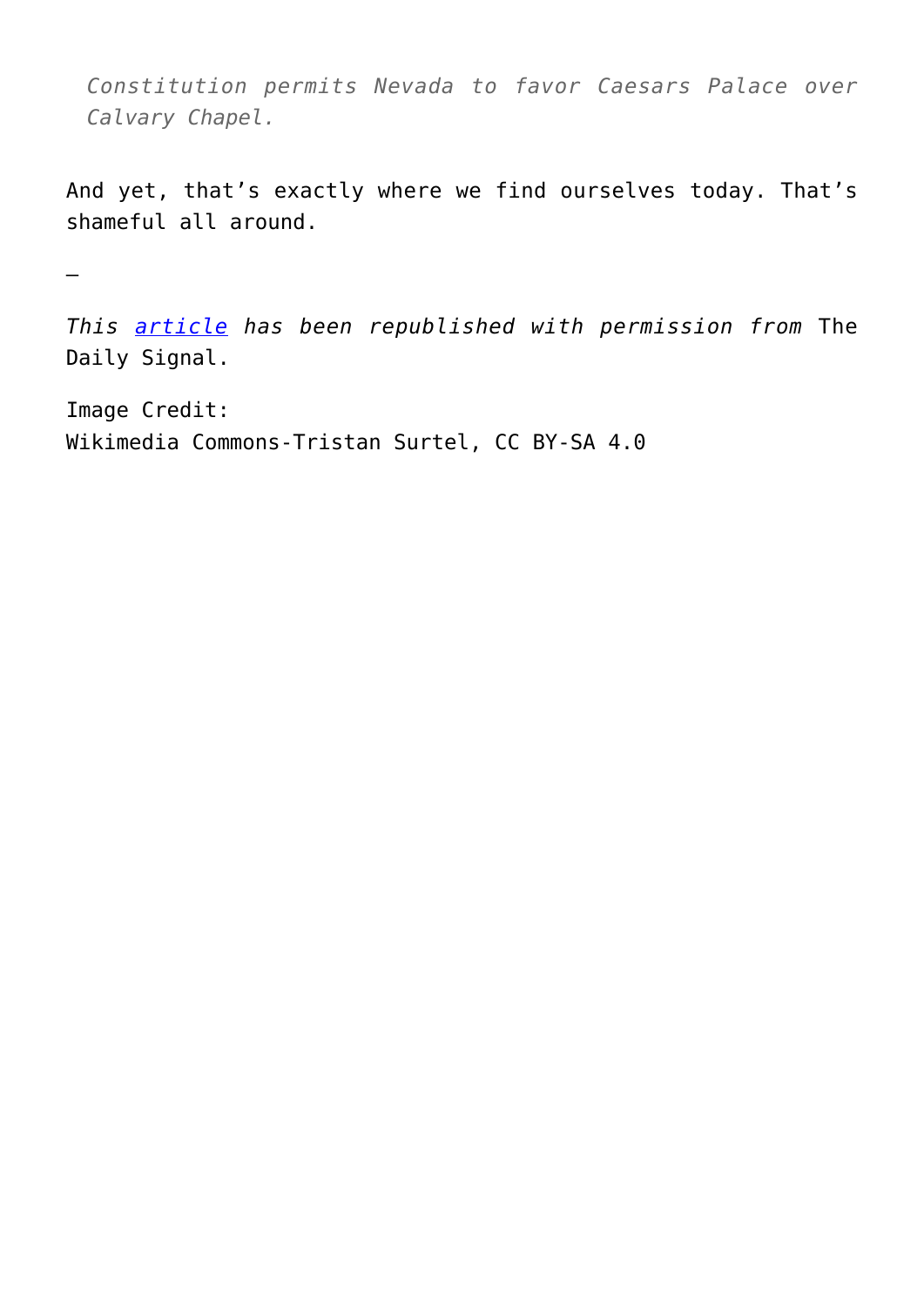> *Constitution permits Nevada to favor Caesars Palace over Calvary Chapel.*

And yet, that's exactly where we find ourselves today. That's shameful all around.

—

*This [article](article) has been republished with permission from* The Daily Signal.

Image Credit:
Wikimedia Commons-Tristan Surtel, CC BY-SA 4.0